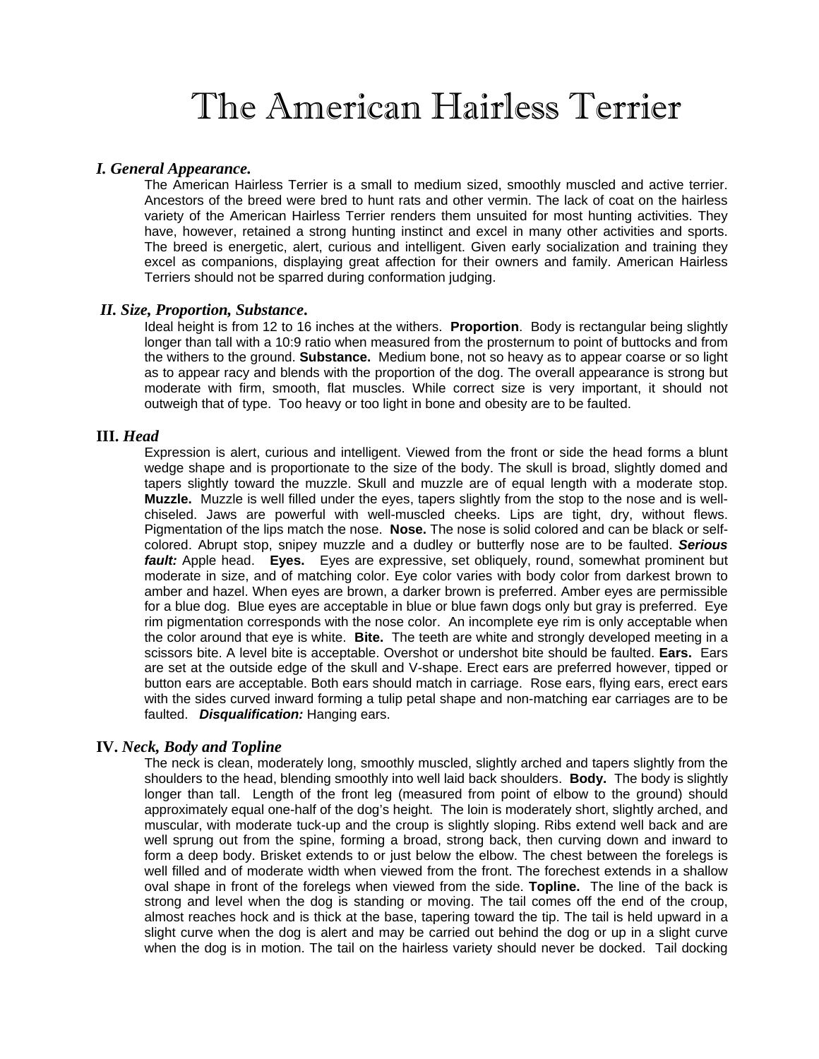# The American Hairless Terrier

### *I. General Appearance.*

The American Hairless Terrier is a small to medium sized, smoothly muscled and active terrier. Ancestors of the breed were bred to hunt rats and other vermin. The lack of coat on the hairless variety of the American Hairless Terrier renders them unsuited for most hunting activities. They have, however, retained a strong hunting instinct and excel in many other activities and sports. The breed is energetic, alert, curious and intelligent. Given early socialization and training they excel as companions, displaying great affection for their owners and family. American Hairless Terriers should not be sparred during conformation judging.

### *II. Size, Proportion, Substance.*

Ideal height is from 12 to 16 inches at the withers. **Proportion**. Body is rectangular being slightly longer than tall with a 10:9 ratio when measured from the prosternum to point of buttocks and from the withers to the ground. **Substance.** Medium bone, not so heavy as to appear coarse or so light as to appear racy and blends with the proportion of the dog. The overall appearance is strong but moderate with firm, smooth, flat muscles. While correct size is very important, it should not outweigh that of type. Too heavy or too light in bone and obesity are to be faulted.

### III. *Head*

Expression is alert, curious and intelligent. Viewed from the front or side the head forms a blunt wedge shape and is proportionate to the size of the body. The skull is broad, slightly domed and tapers slightly toward the muzzle. Skull and muzzle are of equal length with a moderate stop. **Muzzle.** Muzzle is well filled under the eyes, tapers slightly from the stop to the nose and is well-chiseled. Jaws are powerful with well-muscled cheeks. Lips are tight, dry, without flews. Pigmentation of the lips match the nose. **Nose.** The nose is solid colored and can be black or self-colored. Abrupt stop, snipey muzzle and a dudley or butterfly nose are to be faulted. ***Serious fault:*** Apple head. **Eyes.** Eyes are expressive, set obliquely, round, somewhat prominent but moderate in size, and of matching color. Eye color varies with body color from darkest brown to amber and hazel. When eyes are brown, a darker brown is preferred. Amber eyes are permissible for a blue dog. Blue eyes are acceptable in blue or blue fawn dogs only but gray is preferred. Eye rim pigmentation corresponds with the nose color. An incomplete eye rim is only acceptable when the color around that eye is white. **Bite.** The teeth are white and strongly developed meeting in a scissors bite. A level bite is acceptable. Overshot or undershot bite should be faulted. **Ears.** Ears are set at the outside edge of the skull and V-shape. Erect ears are preferred however, tipped or button ears are acceptable. Both ears should match in carriage. Rose ears, flying ears, erect ears with the sides curved inward forming a tulip petal shape and non-matching ear carriages are to be faulted. ***Disqualification:*** Hanging ears.

### IV. *Neck, Body and Topline*

The neck is clean, moderately long, smoothly muscled, slightly arched and tapers slightly from the shoulders to the head, blending smoothly into well laid back shoulders. **Body.** The body is slightly longer than tall. Length of the front leg (measured from point of elbow to the ground) should approximately equal one-half of the dog's height. The loin is moderately short, slightly arched, and muscular, with moderate tuck-up and the croup is slightly sloping. Ribs extend well back and are well sprung out from the spine, forming a broad, strong back, then curving down and inward to form a deep body. Brisket extends to or just below the elbow. The chest between the forelegs is well filled and of moderate width when viewed from the front. The forechest extends in a shallow oval shape in front of the forelegs when viewed from the side. **Topline.** The line of the back is strong and level when the dog is standing or moving. The tail comes off the end of the croup, almost reaches hock and is thick at the base, tapering toward the tip. The tail is held upward in a slight curve when the dog is alert and may be carried out behind the dog or up in a slight curve when the dog is in motion. The tail on the hairless variety should never be docked. Tail docking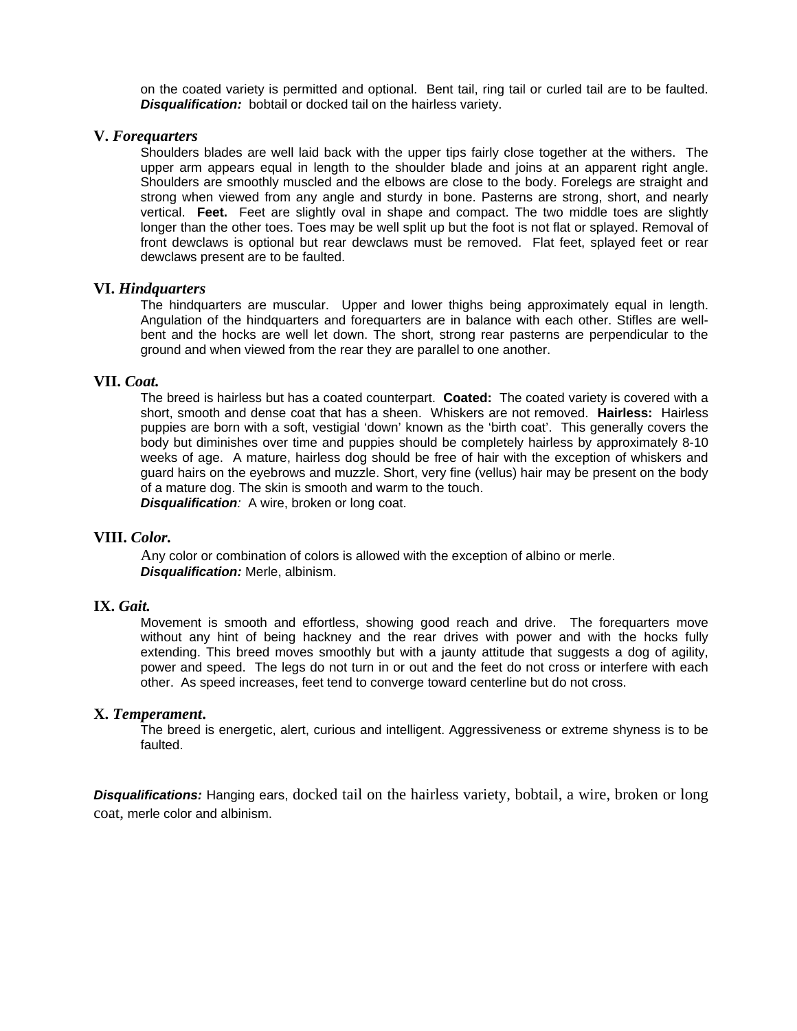on the coated variety is permitted and optional. Bent tail, ring tail or curled tail are to be faulted. ***Disqualification:*** bobtail or docked tail on the hairless variety.

## V. *Forequarters*

Shoulders blades are well laid back with the upper tips fairly close together at the withers. The upper arm appears equal in length to the shoulder blade and joins at an apparent right angle. Shoulders are smoothly muscled and the elbows are close to the body. Forelegs are straight and strong when viewed from any angle and sturdy in bone. Pasterns are strong, short, and nearly vertical. **Feet.** Feet are slightly oval in shape and compact. The two middle toes are slightly longer than the other toes. Toes may be well split up but the foot is not flat or splayed. Removal of front dewclaws is optional but rear dewclaws must be removed. Flat feet, splayed feet or rear dewclaws present are to be faulted.

## VI. *Hindquarters*

The hindquarters are muscular. Upper and lower thighs being approximately equal in length. Angulation of the hindquarters and forequarters are in balance with each other. Stifles are well-bent and the hocks are well let down. The short, strong rear pasterns are perpendicular to the ground and when viewed from the rear they are parallel to one another.

## VII. *Coat.*

The breed is hairless but has a coated counterpart. **Coated:** The coated variety is covered with a short, smooth and dense coat that has a sheen. Whiskers are not removed. **Hairless:** Hairless puppies are born with a soft, vestigial 'down' known as the 'birth coat'. This generally covers the body but diminishes over time and puppies should be completely hairless by approximately 8-10 weeks of age. A mature, hairless dog should be free of hair with the exception of whiskers and guard hairs on the eyebrows and muzzle. Short, very fine (vellus) hair may be present on the body of a mature dog. The skin is smooth and warm to the touch.
***Disqualification***: A wire, broken or long coat.

## VIII. *Color.*

Any color or combination of colors is allowed with the exception of albino or merle.
***Disqualification:*** Merle, albinism.

## IX. *Gait.*

Movement is smooth and effortless, showing good reach and drive. The forequarters move without any hint of being hackney and the rear drives with power and with the hocks fully extending. This breed moves smoothly but with a jaunty attitude that suggests a dog of agility, power and speed. The legs do not turn in or out and the feet do not cross or interfere with each other. As speed increases, feet tend to converge toward centerline but do not cross.

## X. *Temperament.*

The breed is energetic, alert, curious and intelligent. Aggressiveness or extreme shyness is to be faulted.

***Disqualifications:*** Hanging ears, docked tail on the hairless variety, bobtail, a wire, broken or long coat, merle color and albinism.